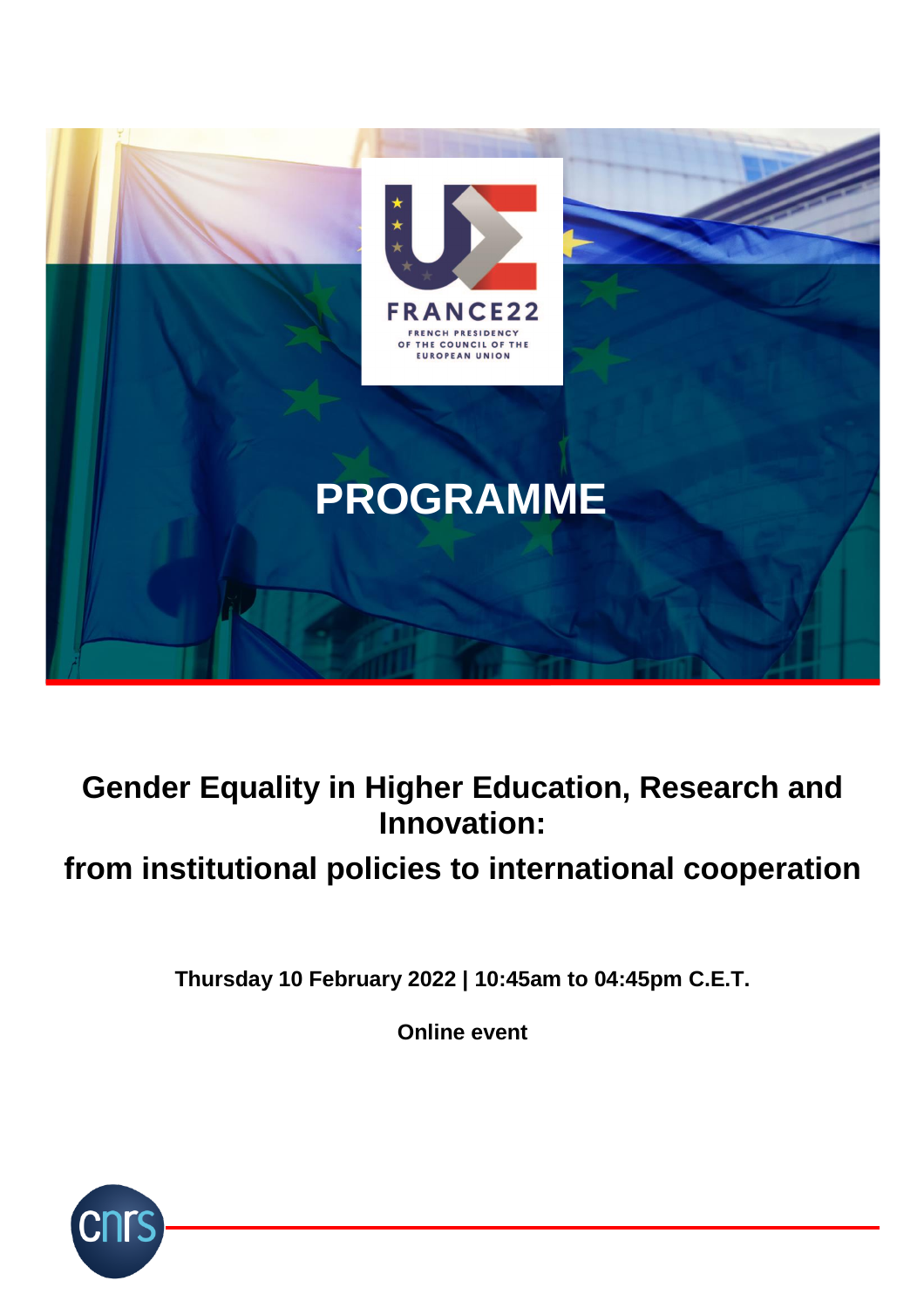FRANCE22

FRENCH PRESIDENCY OF THE COUNCIL OF THE EUROPEAN UNION

# PROGRAMME

## Gender Equality in Higher Education, Research and Innovation:

## from institutional policies to international cooperation

**Thursday 10 February 2022 | 10:45am to 04:45pm C.E.T.**

**Online event**

cnrs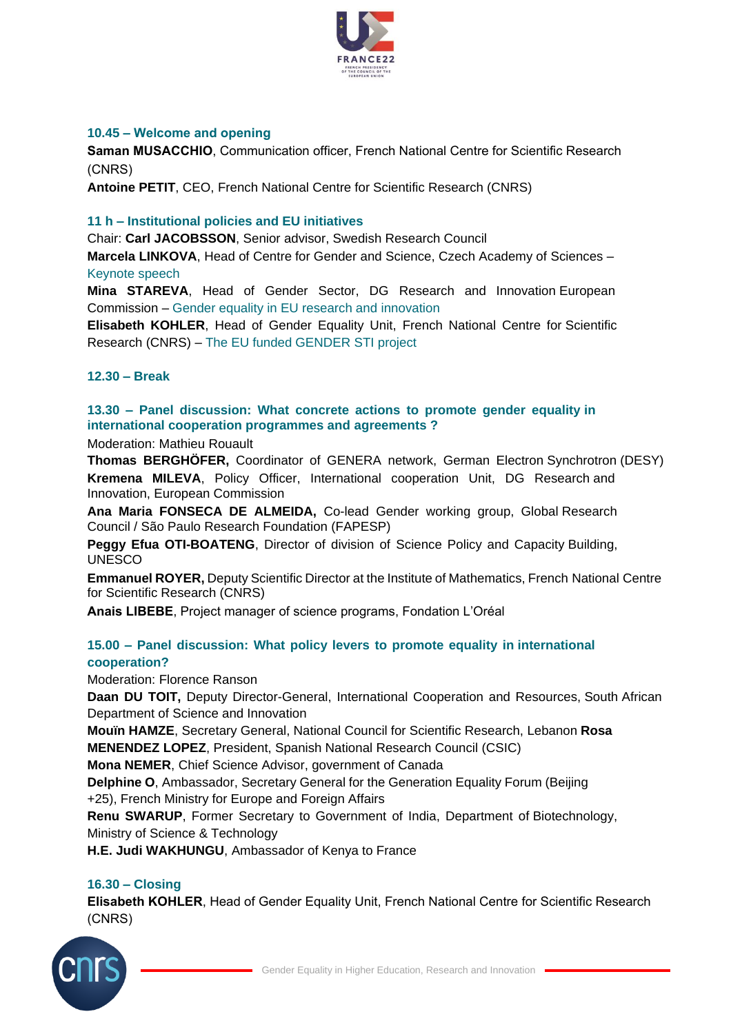### 10.45 – Welcome and opening

**Saman MUSACCHIO**, Communication officer, French National Centre for Scientific Research (CNRS)

**Antoine PETIT**, CEO, French National Centre for Scientific Research (CNRS)

### 11 h – Institutional policies and EU initiatives

Chair: **Carl JACOBSSON**, Senior advisor, Swedish Research Council

**Marcela LINKOVA**, Head of Centre for Gender and Science, Czech Academy of Sciences – Keynote speech

**Mina STAREVA**, Head of Gender Sector, DG Research and Innovation European Commission – Gender equality in EU research and innovation

**Elisabeth KOHLER**, Head of Gender Equality Unit, French National Centre for Scientific Research (CNRS) – The EU funded GENDER STI project

### 12.30 – Break

### 13.30 – Panel discussion: What concrete actions to promote gender equality in international cooperation programmes and agreements ?

Moderation: Mathieu Rouault

**Thomas BERGHÖFER,** Coordinator of GENERA network, German Electron Synchrotron (DESY)

**Kremena MILEVA**, Policy Officer, International cooperation Unit, DG Research and Innovation, European Commission

**Ana Maria FONSECA DE ALMEIDA,** Co-lead Gender working group, Global Research Council / São Paulo Research Foundation (FAPESP)

**Peggy Efua OTI-BOATENG**, Director of division of Science Policy and Capacity Building, UNESCO

**Emmanuel ROYER,** Deputy Scientific Director at the Institute of Mathematics, French National Centre for Scientific Research (CNRS)

**Anais LIBEBE**, Project manager of science programs, Fondation L'Oréal

### 15.00 – Panel discussion: What policy levers to promote equality in international cooperation?

Moderation: Florence Ranson

**Daan DU TOIT,** Deputy Director-General, International Cooperation and Resources, South African Department of Science and Innovation

**Mouïn HAMZE**, Secretary General, National Council for Scientific Research, Lebanon

**Rosa MENENDEZ LOPEZ**, President, Spanish National Research Council (CSIC)

**Mona NEMER**, Chief Science Advisor, government of Canada

**Delphine O**, Ambassador, Secretary General for the Generation Equality Forum (Beijing +25), French Ministry for Europe and Foreign Affairs

**Renu SWARUP**, Former Secretary to Government of India, Department of Biotechnology, Ministry of Science & Technology

**H.E. Judi WAKHUNGU**, Ambassador of Kenya to France

### 16.30 – Closing

**Elisabeth KOHLER**, Head of Gender Equality Unit, French National Centre for Scientific Research (CNRS)